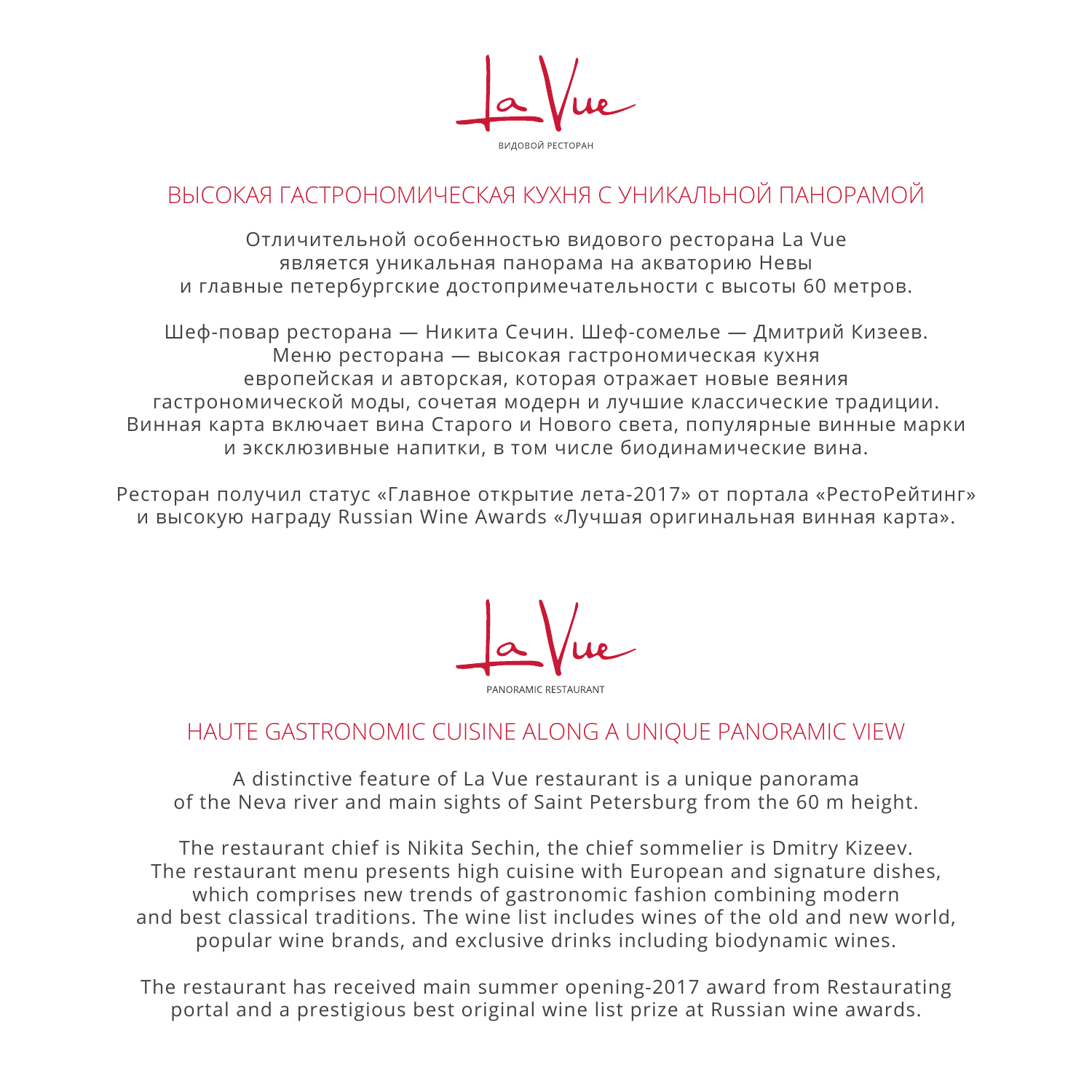La Vue

ВИДОВОЙ РЕСТОРАН

## ВЫСОКАЯ ГАСТРОНОМИЧЕСКАЯ КУХНЯ С УНИКАЛЬНОЙ ПАНОРАМОЙ

Отличительной особенностью видового ресторана La Vue является уникальная панорама на акваторию Невы и главные петербургские достопримечательности с высоты 60 метров.

Шеф-повар ресторана — Никита Сечин. Шеф-сомелье — Дмитрий Кизеев. Меню ресторана — высокая гастрономическая кухня европейская и авторская, которая отражает новые веяния гастрономической моды, сочетая модерн и лучшие классические традиции. Винная карта включает вина Старого и Нового света, популярные винные марки и эксклюзивные напитки, в том числе биодинамические вина.

Ресторан получил статус «Главное открытие лета-2017» от портала «РестоРейтинг» и высокую награду Russian Wine Awards «Лучшая оригинальная винная карта».

La Vue

PANORAMIC RESTAURANT

## HAUTE GASTRONOMIC CUISINE ALONG A UNIQUE PANORAMIC VIEW

A distinctive feature of La Vue restaurant is a unique panorama of the Neva river and main sights of Saint Petersburg from the 60 m height.

The restaurant chief is Nikita Sechin, the chief sommelier is Dmitry Kizeev. The restaurant menu presents high cuisine with European and signature dishes, which comprises new trends of gastronomic fashion combining modern and best classical traditions. The wine list includes wines of the old and new world, popular wine brands, and exclusive drinks including biodynamic wines.

The restaurant has received main summer opening-2017 award from Restaurating portal and a prestigious best original wine list prize at Russian wine awards.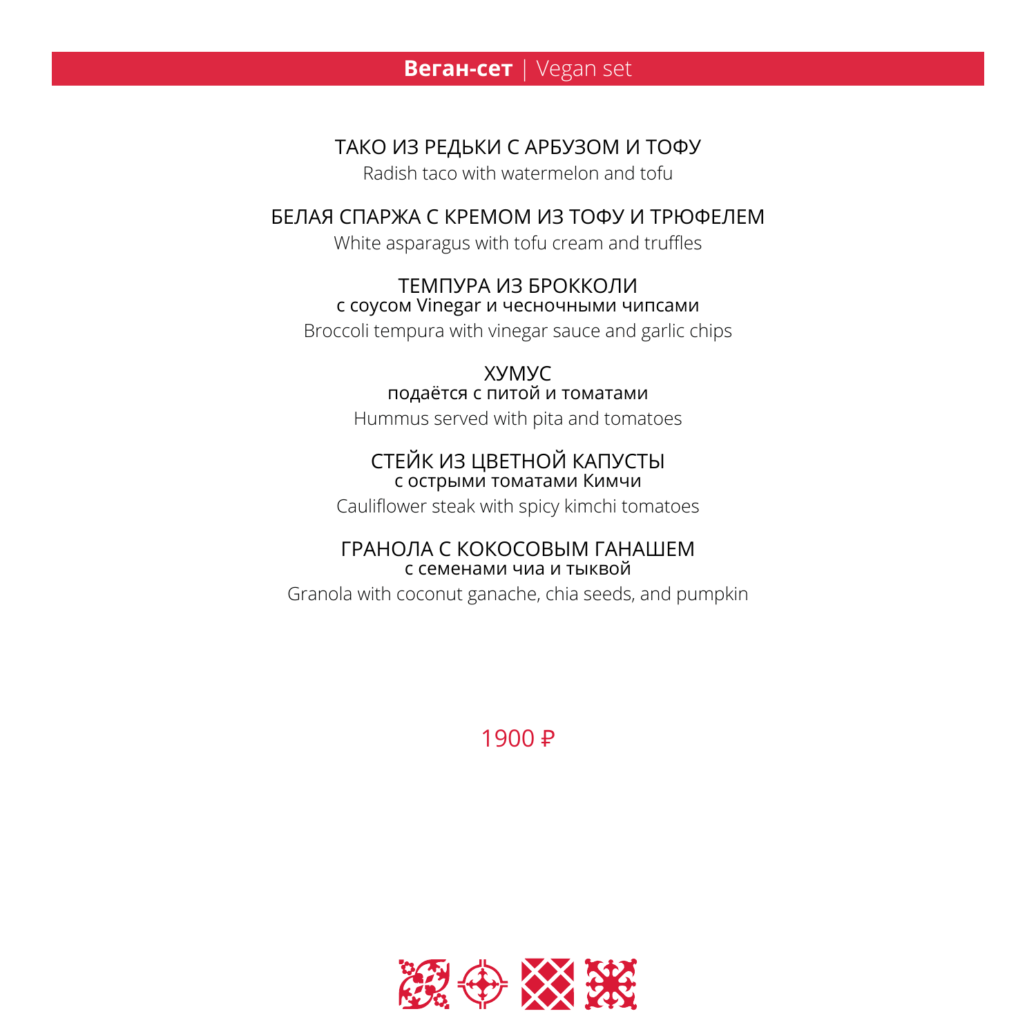## **Веган-сет** | Vegan set

ТАКО ИЗ РЕДЬКИ С АРБУЗОМ И ТОФУ
Radish taco with watermelon and tofu

БЕЛАЯ СПАРЖА С КРЕМОМ ИЗ ТОФУ И ТРЮФЕЛЕМ
White asparagus with tofu cream and truffles

ТЕМПУРА ИЗ БРОККОЛИ
с соусом Vinegar и чесночными чипсами
Broccoli tempura with vinegar sauce and garlic chips

ХУМУС
подаётся с питой и томатами
Hummus served with pita and tomatoes

СТЕЙК ИЗ ЦВЕТНОЙ КАПУСТЫ
с острыми томатами Кимчи
Cauliflower steak with spicy kimchi tomatoes

ГРАНОЛА С КОКОСОВЫМ ГАНАШЕМ
с семенами чиа и тыквой
Granola with coconut ganache, chia seeds, and pumpkin

1900 ₽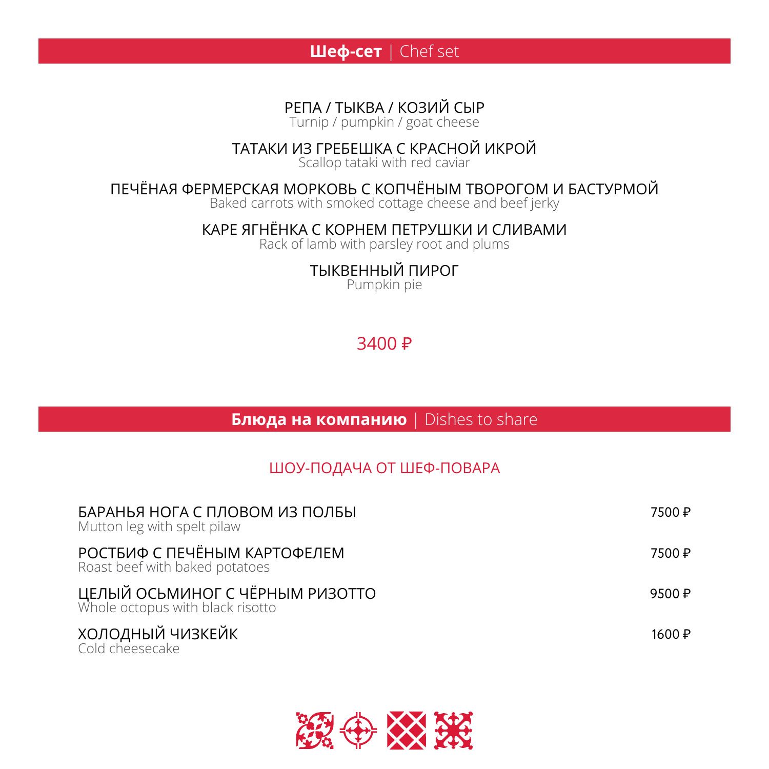## **Шеф-сет** | Chef set

РЕПА / ТЫКВА / КОЗИЙ СЫР
Turnip / pumpkin / goat cheese

ТАТАКИ ИЗ ГРЕБЕШКА С КРАСНОЙ ИКРОЙ
Scallop tataki with red caviar

ПЕЧЁНАЯ ФЕРМЕРСКАЯ МОРКОВЬ С КОПЧЁНЫМ ТВОРОГОМ И БАСТУРМОЙ
Baked carrots with smoked cottage cheese and beef jerky

КАРЕ ЯГНЁНКА С КОРНЕМ ПЕТРУШКИ И СЛИВАМИ
Rack of lamb with parsley root and plums

ТЫКВЕННЫЙ ПИРОГ
Pumpkin pie

3400 ₽

## **Блюда на компанию** | Dishes to share

### ШОУ-ПОДАЧА ОТ ШЕФ-ПОВАРА

| Блюдо | Цена |
|---|---|
| БАРАНЬЯ НОГА С ПЛОВОМ ИЗ ПОЛБЫ<br>Mutton leg with spelt pilaw | 7500 ₽ |
| РОСТБИФ С ПЕЧЁНЫМ КАРТОФЕЛЕМ<br>Roast beef with baked potatoes | 7500 ₽ |
| ЦЕЛЫЙ ОСЬМИНОГ С ЧЁРНЫМ РИЗОТТО<br>Whole octopus with black risotto | 9500 ₽ |
| ХОЛОДНЫЙ ЧИЗКЕЙК<br>Cold cheesecake | 1600 ₽ |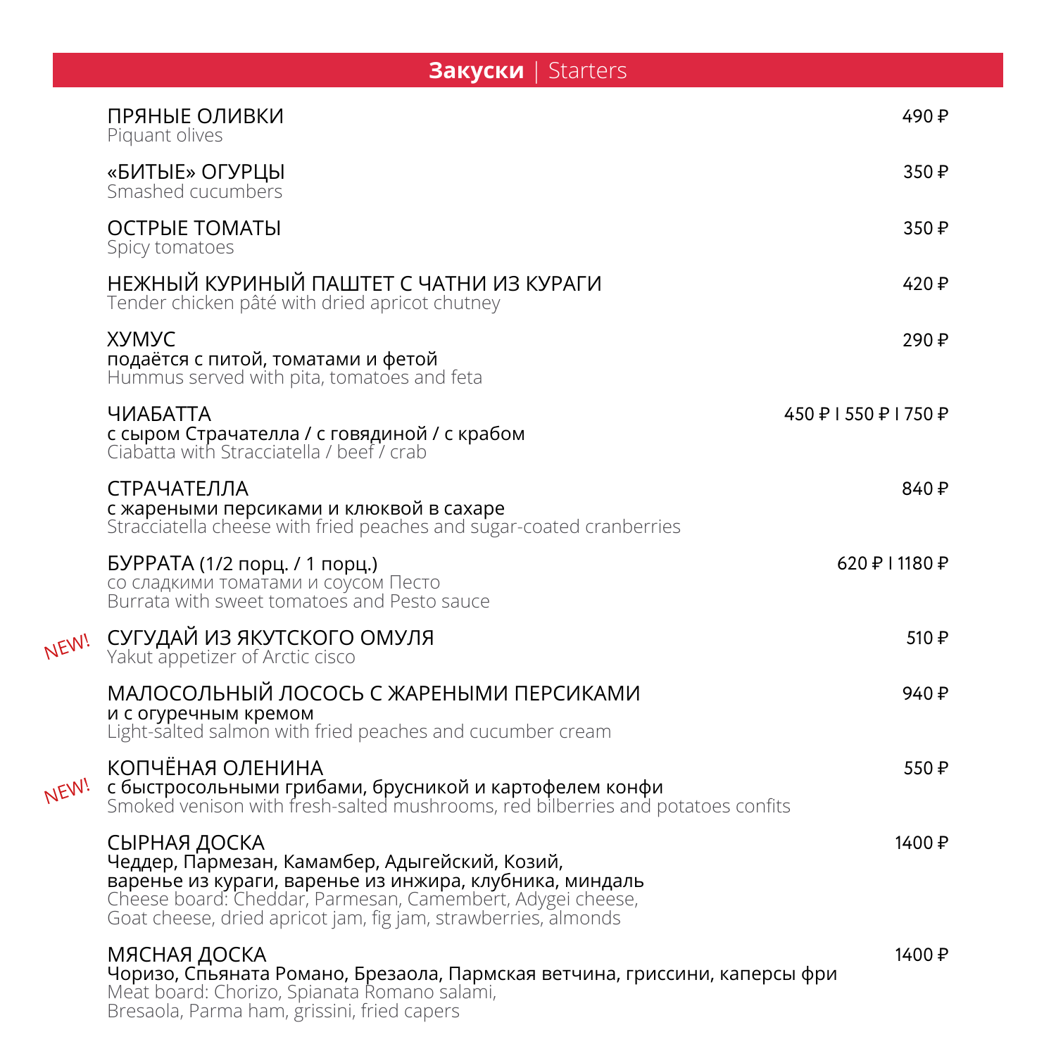## **Закуски** | Starters

ПРЯНЫЕ ОЛИВКИ — 490 ₽
Piquant olives

«БИТЫЕ» ОГУРЦЫ — 350 ₽
Smashed cucumbers

ОСТРЫЕ ТОМАТЫ — 350 ₽
Spicy tomatoes

НЕЖНЫЙ КУРИНЫЙ ПАШТЕТ С ЧАТНИ ИЗ КУРАГИ — 420 ₽
Tender chicken pâté with dried apricot chutney

ХУМУС — 290 ₽
подаётся с питой, томатами и фетой
Hummus served with pita, tomatoes and feta

ЧИАБАТТА — 450 ₽ I 550 ₽ I 750 ₽
с сыром Страчателла / с говядиной / с крабом
Ciabatta with Stracciatella / beef / crab

СТРАЧАТЕЛЛА — 840 ₽
с жареными персиками и клюквой в сахаре
Stracciatella cheese with fried peaches and sugar-coated cranberries

БУРРАТА (1/2 порц. / 1 порц.) — 620 ₽ I 1180 ₽
со сладкими томатами и соусом Песто
Burrata with sweet tomatoes and Pesto sauce

NEW! СУГУДАЙ ИЗ ЯКУТСКОГО ОМУЛЯ — 510 ₽
Yakut appetizer of Arctic cisco

МАЛОСОЛЬНЫЙ ЛОСОСЬ С ЖАРЕНЫМИ ПЕРСИКАМИ — 940 ₽
и с огуречным кремом
Light-salted salmon with fried peaches and cucumber cream

NEW! КОПЧЁНАЯ ОЛЕНИНА — 550 ₽
с быстросольными грибами, брусникой и картофелем конфи
Smoked venison with fresh-salted mushrooms, red bilberries and potatoes confits

СЫРНАЯ ДОСКА — 1400 ₽
Чеддер, Пармезан, Камамбер, Адыгейский, Козий,
варенье из кураги, варенье из инжира, клубника, миндаль
Cheese board: Cheddar, Parmesan, Camembert, Adygei cheese,
Goat cheese, dried apricot jam, fig jam, strawberries, almonds

МЯСНАЯ ДОСКА — 1400 ₽
Чоризо, Спьяната Романо, Брезаола, Пармская ветчина, гриссини, каперсы фри
Meat board: Chorizo, Spianata Romano salami,
Bresaola, Parma ham, grissini, fried capers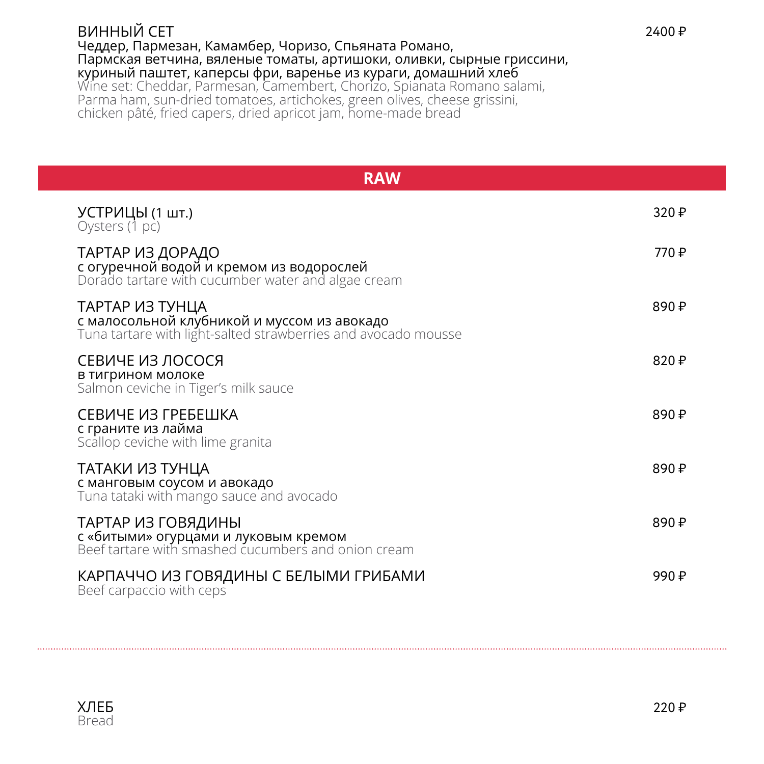ВИННЫЙ СЕТ — 2400 ₽
Чеддер, Пармезан, Камамбер, Чоризо, Спьяната Романо,
Пармская ветчина, вяленые томаты, артишоки, оливки, сырные гриссини,
куриный паштет, каперсы фри, варенье из кураги, домашний хлеб
Wine set: Cheddar, Parmesan, Camembert, Chorizo, Spianata Romano salami,
Parma ham, sun-dried tomatoes, artichokes, green olives, cheese grissini,
chicken pâté, fried capers, dried apricot jam, home-made bread

## RAW

УСТРИЦЫ (1 шт.) — 320 ₽
Oysters (1 pc)

ТАРТАР ИЗ ДОРАДО — 770 ₽
с огуречной водой и кремом из водорослей
Dorado tartare with cucumber water and algae cream

ТАРТАР ИЗ ТУНЦА — 890 ₽
с малосольной клубникой и муссом из авокадо
Tuna tartare with light-salted strawberries and avocado mousse

СЕВИЧЕ ИЗ ЛОСОСЯ — 820 ₽
в тигрином молоке
Salmon ceviche in Tiger's milk sauce

СЕВИЧЕ ИЗ ГРЕБЕШКА — 890 ₽
с граните из лайма
Scallop ceviche with lime granita

ТАТАКИ ИЗ ТУНЦА — 890 ₽
с манговым соусом и авокадо
Tuna tataki with mango sauce and avocado

ТАРТАР ИЗ ГОВЯДИНЫ — 890 ₽
с «битыми» огурцами и луковым кремом
Beef tartare with smashed cucumbers and onion cream

КАРПАЧЧО ИЗ ГОВЯДИНЫ С БЕЛЫМИ ГРИБАМИ — 990 ₽
Beef carpaccio with ceps

---

ХЛЕБ — 220 ₽
Bread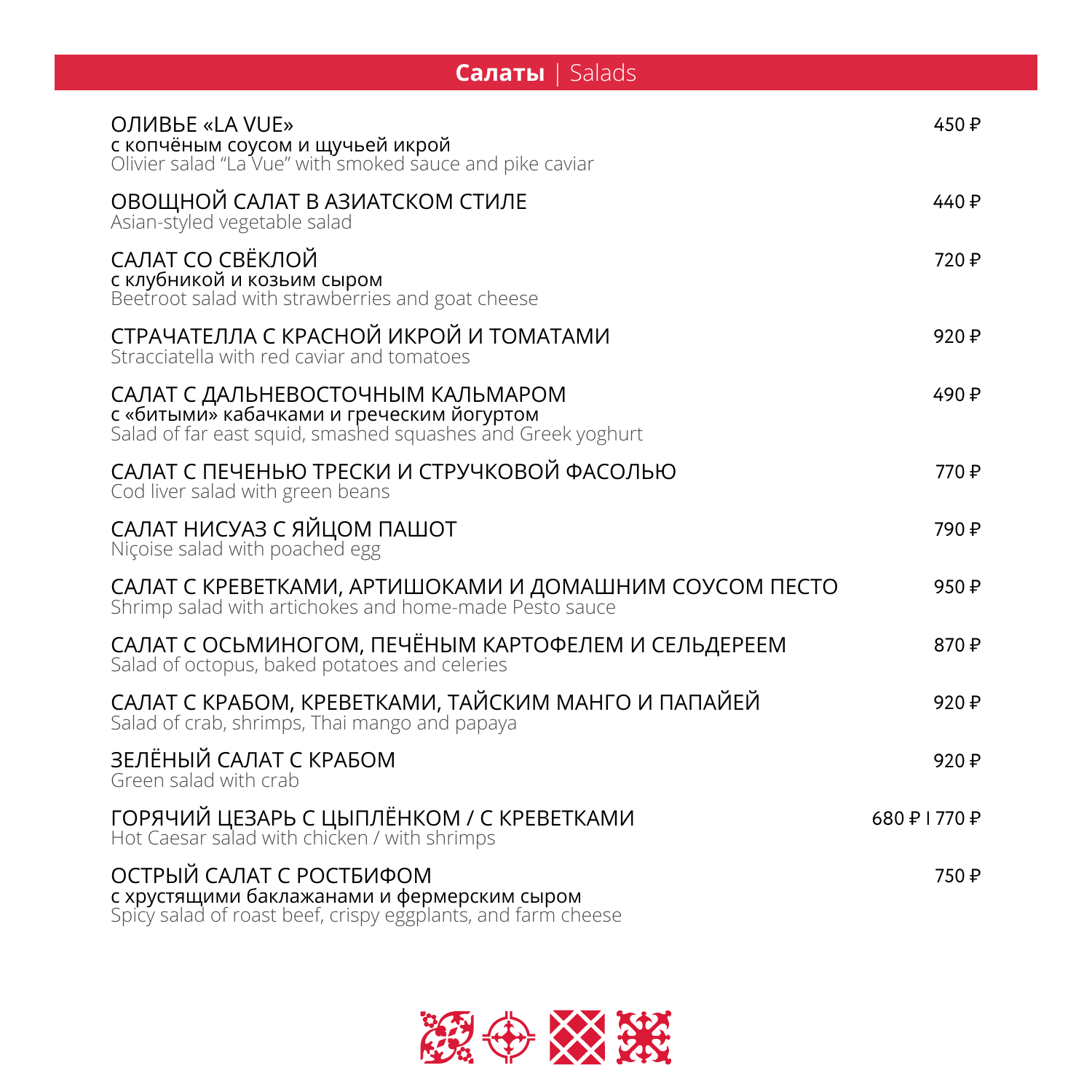## **Салаты** | Salads

ОЛИВЬЕ «LA VUE» — 450 ₽
с копчёным соусом и щучьей икрой
Olivier salad "La Vue" with smoked sauce and pike caviar

ОВОЩНОЙ САЛАТ В АЗИАТСКОМ СТИЛЕ — 440 ₽
Asian-styled vegetable salad

САЛАТ СО СВЁКЛОЙ — 720 ₽
с клубникой и козьим сыром
Beetroot salad with strawberries and goat cheese

СТРАЧАТЕЛЛА С КРАСНОЙ ИКРОЙ И ТОМАТАМИ — 920 ₽
Stracciatella with red caviar and tomatoes

САЛАТ С ДАЛЬНЕВОСТОЧНЫМ КАЛЬМАРОМ — 490 ₽
с «битыми» кабачками и греческим йогуртом
Salad of far east squid, smashed squashes and Greek yoghurt

САЛАТ С ПЕЧЕНЬЮ ТРЕСКИ И СТРУЧКОВОЙ ФАСОЛЬЮ — 770 ₽
Cod liver salad with green beans

САЛАТ НИСУАЗ С ЯЙЦОМ ПАШОТ — 790 ₽
Niçoise salad with poached egg

САЛАТ С КРЕВЕТКАМИ, АРТИШОКАМИ И ДОМАШНИМ СОУСОМ ПЕСТО — 950 ₽
Shrimp salad with artichokes and home-made Pesto sauce

САЛАТ С ОСЬМИНОГОМ, ПЕЧЁНЫМ КАРТОФЕЛЕМ И СЕЛЬДЕРЕЕМ — 870 ₽
Salad of octopus, baked potatoes and celeries

САЛАТ С КРАБОМ, КРЕВЕТКАМИ, ТАЙСКИМ МАНГО И ПАПАЙЕЙ — 920 ₽
Salad of crab, shrimps, Thai mango and papaya

ЗЕЛЁНЫЙ САЛАТ С КРАБОМ — 920 ₽
Green salad with crab

ГОРЯЧИЙ ЦЕЗАРЬ С ЦЫПЛЁНКОМ / С КРЕВЕТКАМИ — 680 ₽ I 770 ₽
Hot Caesar salad with chicken / with shrimps

ОСТРЫЙ САЛАТ С РОСТБИФОМ — 750 ₽
с хрустящими баклажанами и фермерским сыром
Spicy salad of roast beef, crispy eggplants, and farm cheese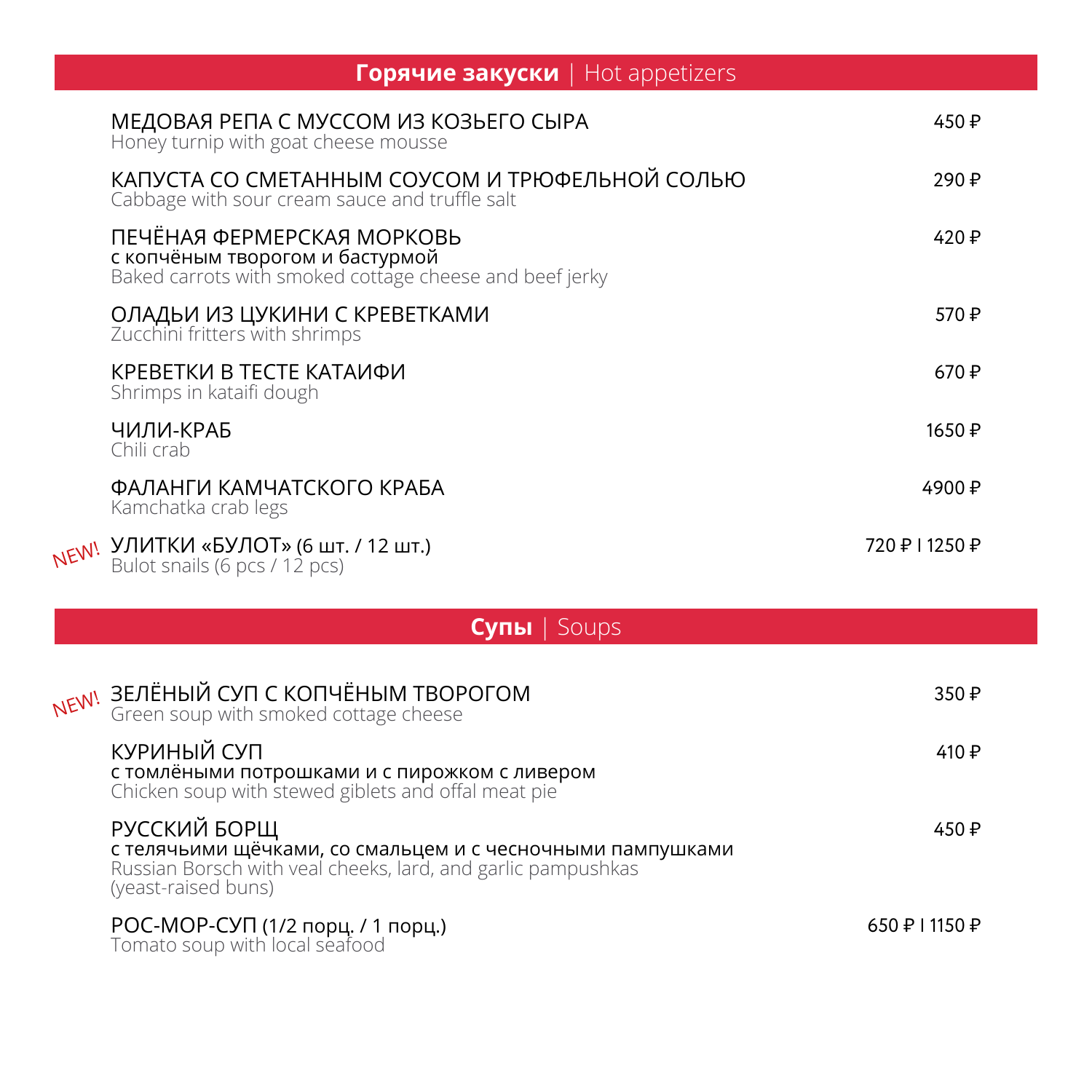## **Горячие закуски** | Hot appetizers

МЕДОВАЯ РЕПА С МУССОМ ИЗ КОЗЬЕГО СЫРА — 450 ₽
Honey turnip with goat cheese mousse

КАПУСТА СО СМЕТАННЫМ СОУСОМ И ТРЮФЕЛЬНОЙ СОЛЬЮ — 290 ₽
Cabbage with sour cream sauce and truffle salt

ПЕЧЁНАЯ ФЕРМЕРСКАЯ МОРКОВЬ — 420 ₽
с копчёным творогом и бастурмой
Baked carrots with smoked cottage cheese and beef jerky

ОЛАДЬИ ИЗ ЦУКИНИ С КРЕВЕТКАМИ — 570 ₽
Zucchini fritters with shrimps

КРЕВЕТКИ В ТЕСТЕ КАТАИФИ — 670 ₽
Shrimps in kataifi dough

ЧИЛИ-КРАБ — 1650 ₽
Chili crab

ФАЛАНГИ КАМЧАТСКОГО КРАБА — 4900 ₽
Kamchatka crab legs

NEW! УЛИТКИ «БУЛОТ» (6 шт. / 12 шт.) — 720 ₽ | 1250 ₽
Bulot snails (6 pcs / 12 pcs)

## **Супы** | Soups

NEW! ЗЕЛЁНЫЙ СУП С КОПЧЁНЫМ ТВОРОГОМ — 350 ₽
Green soup with smoked cottage cheese

КУРИНЫЙ СУП — 410 ₽
с томлёными потрошками и с пирожком с ливером
Chicken soup with stewed giblets and offal meat pie

РУССКИЙ БОРЩ — 450 ₽
с телячьими щёчками, со смальцем и с чесночными пампушками
Russian Borsch with veal cheeks, lard, and garlic pampushkas
(yeast-raised buns)

РОС-МОР-СУП (1/2 порц. / 1 порц.) — 650 ₽ | 1150 ₽
Tomato soup with local seafood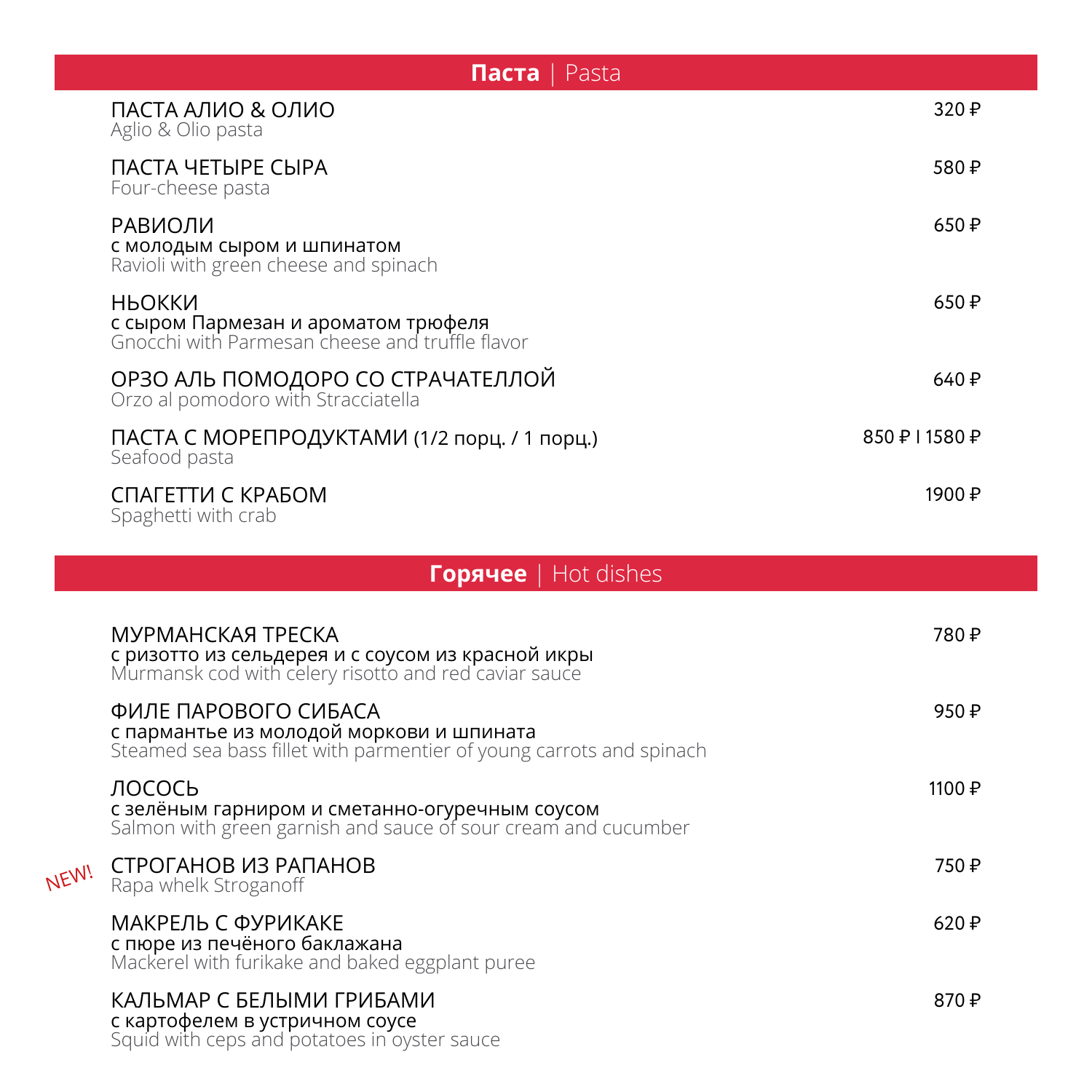## **Паста** | Pasta

| | |
|---|---|
| ПАСТА АЛИО & ОЛИО<br>Aglio & Olio pasta | 320 ₽ |
| ПАСТА ЧЕТЫРЕ СЫРА<br>Four-cheese pasta | 580 ₽ |
| РАВИОЛИ<br>с молодым сыром и шпинатом<br>Ravioli with green cheese and spinach | 650 ₽ |
| НЬОККИ<br>с сыром Пармезан и ароматом трюфеля<br>Gnocchi with Parmesan cheese and truffle flavor | 650 ₽ |
| ОРЗО АЛЬ ПОМОДОРО СО СТРАЧАТЕЛЛОЙ<br>Orzo al pomodoro with Stracciatella | 640 ₽ |
| ПАСТА С МОРЕПРОДУКТАМИ (1/2 порц. / 1 порц.)<br>Seafood pasta | 850 ₽ I 1580 ₽ |
| СПАГЕТТИ С КРАБОМ<br>Spaghetti with crab | 1900 ₽ |

## **Горячее** | Hot dishes

| | |
|---|---|
| МУРМАНСКАЯ ТРЕСКА<br>с ризотто из сельдерея и с соусом из красной икры<br>Murmansk cod with celery risotto and red caviar sauce | 780 ₽ |
| ФИЛЕ ПАРОВОГО СИБАСА<br>с пармантье из молодой моркови и шпината<br>Steamed sea bass fillet with parmentier of young carrots and spinach | 950 ₽ |
| ЛОСОСЬ<br>с зелёным гарниром и сметанно-огуречным соусом<br>Salmon with green garnish and sauce of sour cream and cucumber | 1100 ₽ |
| NEW! СТРОГАНОВ ИЗ РАПАНОВ<br>Rapa whelk Stroganoff | 750 ₽ |
| МАКРЕЛЬ С ФУРИКАКЕ<br>с пюре из печёного баклажана<br>Mackerel with furikake and baked eggplant puree | 620 ₽ |
| КАЛЬМАР С БЕЛЫМИ ГРИБАМИ<br>с картофелем в устричном соусе<br>Squid with ceps and potatoes in oyster sauce | 870 ₽ |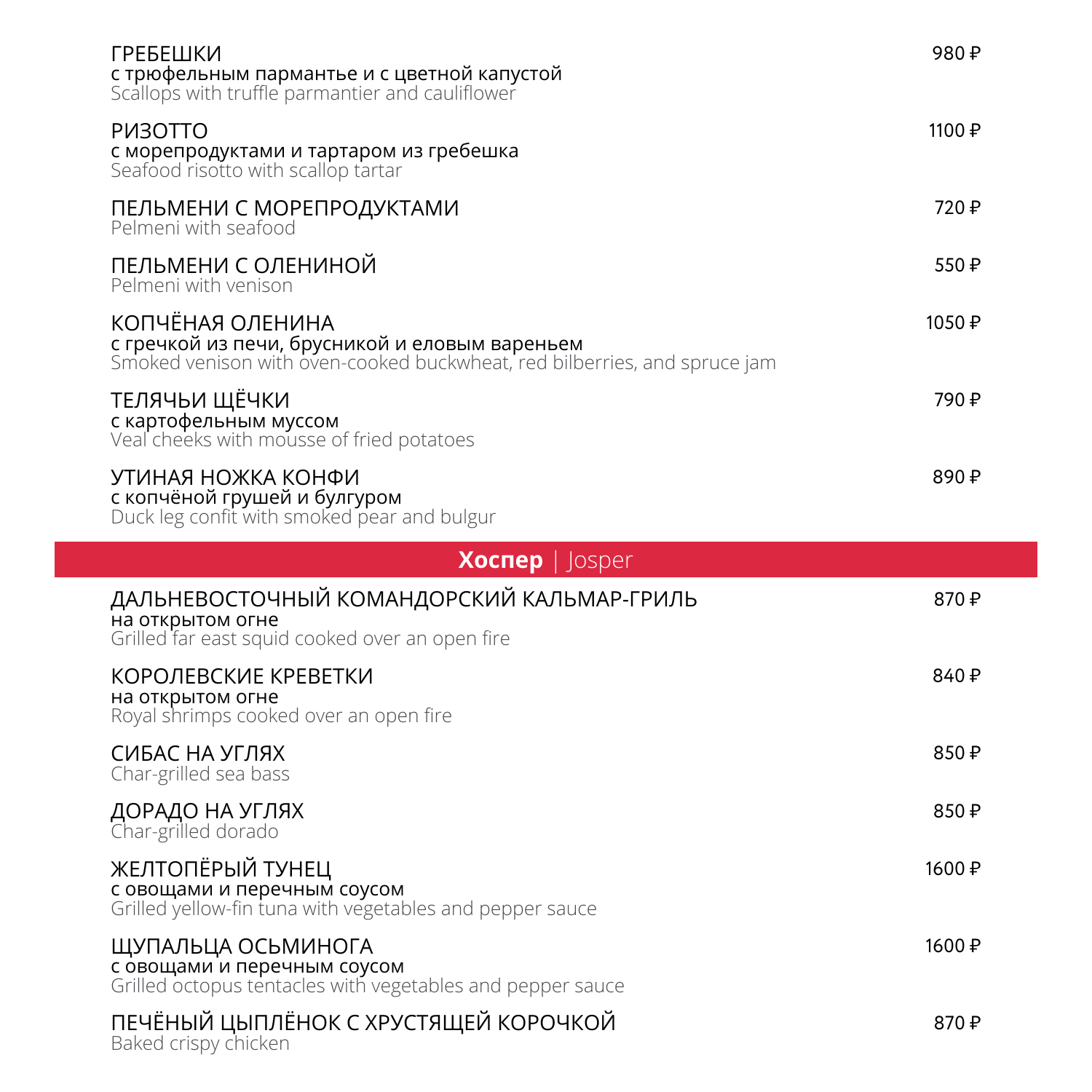ГРЕБЕШКИ — 980 ₽
с трюфельным пармантье и с цветной капустой
Scallops with truffle parmantier and cauliflower

РИЗОТТО — 1100 ₽
с морепродуктами и тартаром из гребешка
Seafood risotto with scallop tartar

ПЕЛЬМЕНИ С МОРЕПРОДУКТАМИ — 720 ₽
Pelmeni with seafood

ПЕЛЬМЕНИ С ОЛЕНИНОЙ — 550 ₽
Pelmeni with venison

КОПЧЁНАЯ ОЛЕНИНА — 1050 ₽
с гречкой из печи, брусникой и еловым вареньем
Smoked venison with oven-cooked buckwheat, red bilberries, and spruce jam

ТЕЛЯЧЬИ ЩЁЧКИ — 790 ₽
с картофельным муссом
Veal cheeks with mousse of fried potatoes

УТИНАЯ НОЖКА КОНФИ — 890 ₽
с копчёной грушей и булгуром
Duck leg confit with smoked pear and bulgur

## **Хоспер** | Josper

ДАЛЬНЕВОСТОЧНЫЙ КОМАНДОРСКИЙ КАЛЬМАР-ГРИЛЬ — 870 ₽
на открытом огне
Grilled far east squid cooked over an open fire

КОРОЛЕВСКИЕ КРЕВЕТКИ — 840 ₽
на открытом огне
Royal shrimps cooked over an open fire

СИБАС НА УГЛЯХ — 850 ₽
Char-grilled sea bass

ДОРАДО НА УГЛЯХ — 850 ₽
Char-grilled dorado

ЖЕЛТОПЁРЫЙ ТУНЕЦ — 1600 ₽
с овощами и перечным соусом
Grilled yellow-fin tuna with vegetables and pepper sauce

ЩУПАЛЬЦА ОСЬМИНОГА — 1600 ₽
с овощами и перечным соусом
Grilled octopus tentacles with vegetables and pepper sauce

ПЕЧЁНЫЙ ЦЫПЛЁНОК С ХРУСТЯЩЕЙ КОРОЧКОЙ — 870 ₽
Baked crispy chicken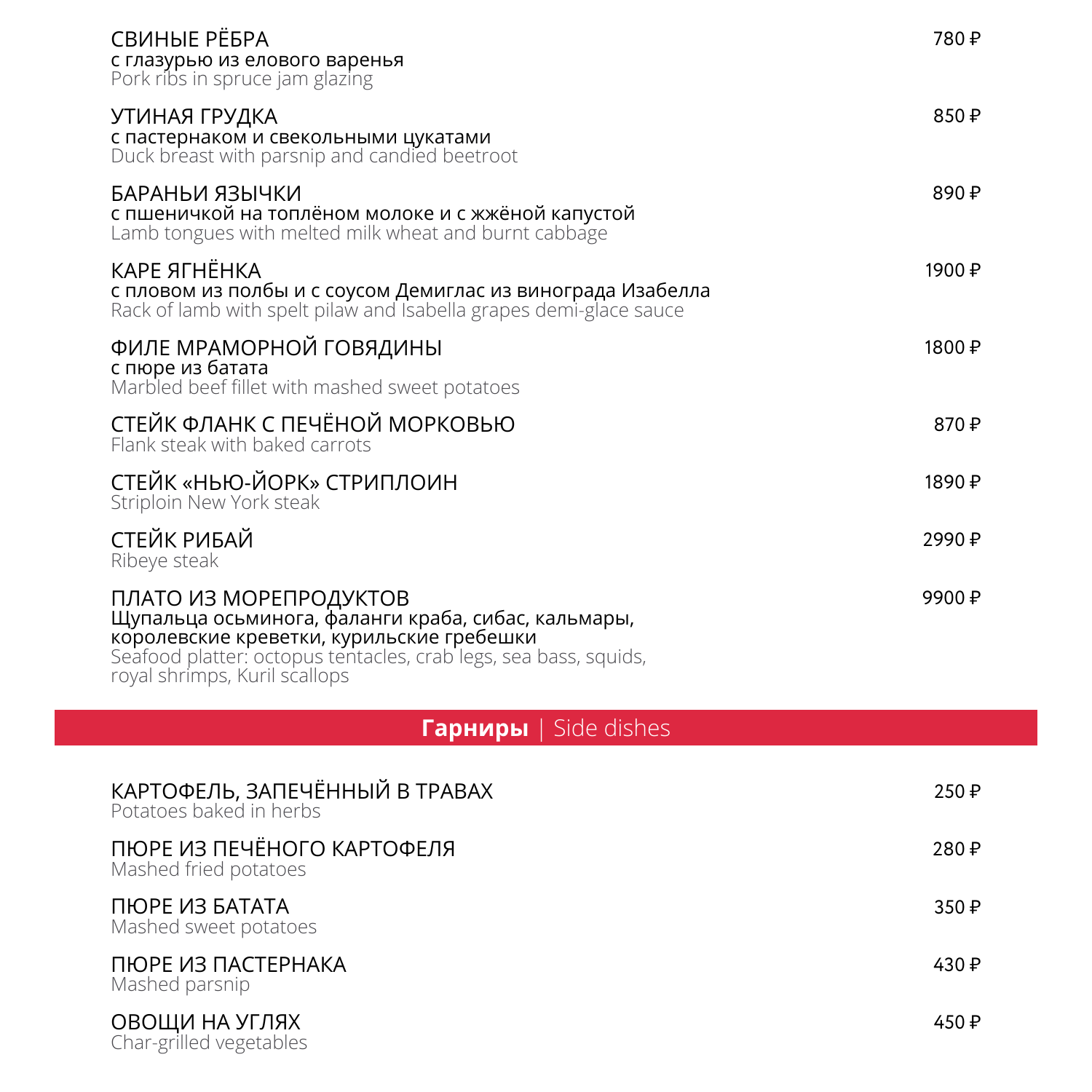**СВИНЫЕ РЁБРА** — 780 ₽
с глазурью из елового варенья
Pork ribs in spruce jam glazing

**УТИНАЯ ГРУДКА** — 850 ₽
с пастернаком и свекольными цукатами
Duck breast with parsnip and candied beetroot

**БАРАНЬИ ЯЗЫЧКИ** — 890 ₽
с пшеничкой на топлёном молоке и с жжёной капустой
Lamb tongues with melted milk wheat and burnt cabbage

**КАРЕ ЯГНЁНКА** — 1900 ₽
с пловом из полбы и с соусом Демиглас из винограда Изабелла
Rack of lamb with spelt pilaw and Isabella grapes demi-glace sauce

**ФИЛЕ МРАМОРНОЙ ГОВЯДИНЫ** — 1800 ₽
с пюре из батата
Marbled beef fillet with mashed sweet potatoes

**СТЕЙК ФЛАНК С ПЕЧЁНОЙ МОРКОВЬЮ** — 870 ₽
Flank steak with baked carrots

**СТЕЙК «НЬЮ-ЙОРК» СТРИПЛОИН** — 1890 ₽
Striploin New York steak

**СТЕЙК РИБАЙ** — 2990 ₽
Ribeye steak

**ПЛАТО ИЗ МОРЕПРОДУКТОВ** — 9900 ₽
Щупальца осьминога, фаланги краба, сибас, кальмары, королевские креветки, курильские гребешки
Seafood platter: octopus tentacles, crab legs, sea bass, squids, royal shrimps, Kuril scallops

## **Гарниры** | Side dishes

**КАРТОФЕЛЬ, ЗАПЕЧЁННЫЙ В ТРАВАХ** — 250 ₽
Potatoes baked in herbs

**ПЮРЕ ИЗ ПЕЧЁНОГО КАРТОФЕЛЯ** — 280 ₽
Mashed fried potatoes

**ПЮРЕ ИЗ БАТАТА** — 350 ₽
Mashed sweet potatoes

**ПЮРЕ ИЗ ПАСТЕРНАКА** — 430 ₽
Mashed parsnip

**ОВОЩИ НА УГЛЯХ** — 450 ₽
Char-grilled vegetables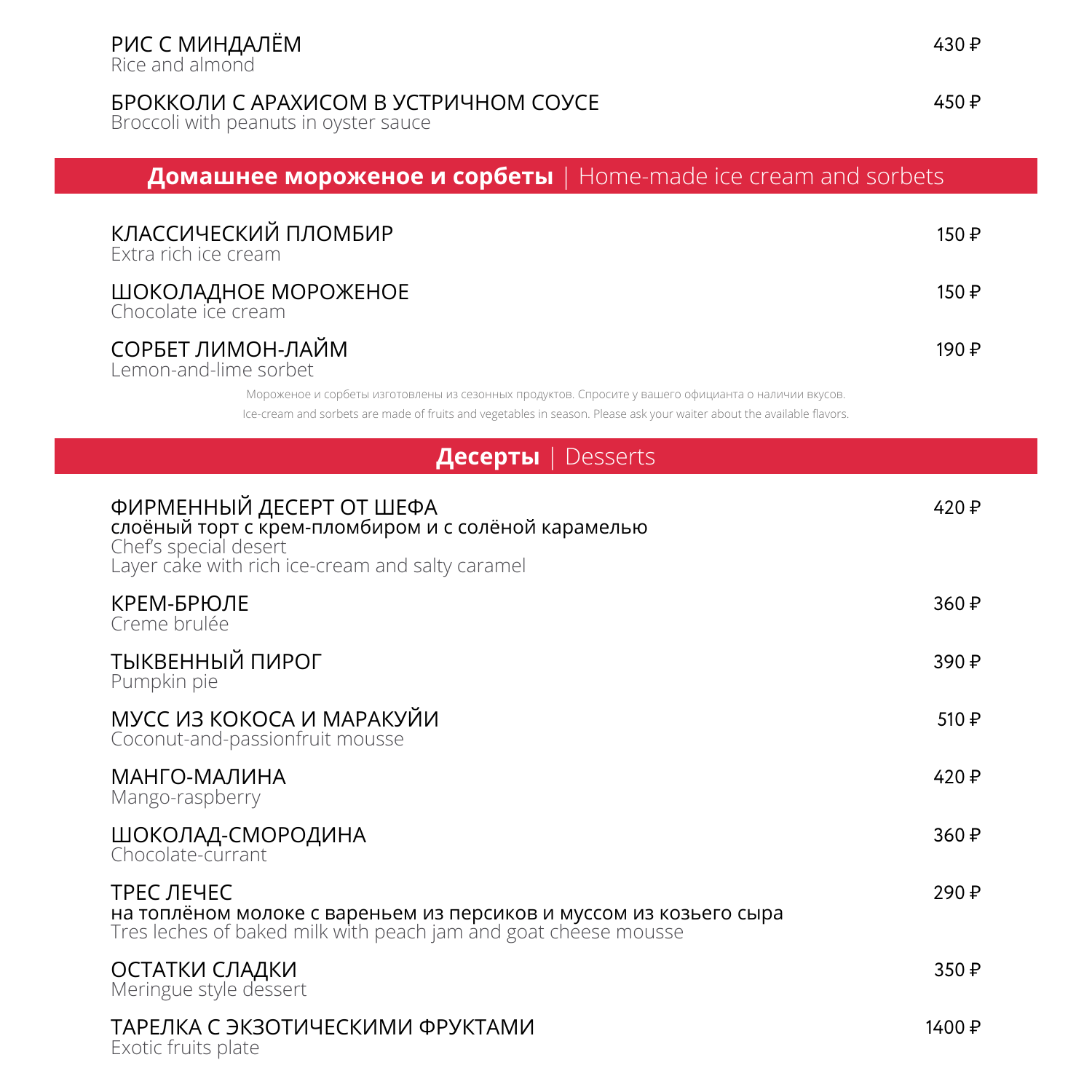РИС С МИНДАЛЁМ — 430 ₽
Rice and almond

БРОККОЛИ С АРАХИСОМ В УСТРИЧНОМ СОУСЕ — 450 ₽
Broccoli with peanuts in oyster sauce

## **Домашнее мороженое и сорбеты** | Home-made ice cream and sorbets

КЛАССИЧЕСКИЙ ПЛОМБИР — 150 ₽
Extra rich ice cream

ШОКОЛАДНОЕ МОРОЖЕНОЕ — 150 ₽
Chocolate ice cream

СОРБЕТ ЛИМОН-ЛАЙМ — 190 ₽
Lemon-and-lime sorbet

Мороженое и сорбеты изготовлены из сезонных продуктов. Спросите у вашего официанта о наличии вкусов.
Ice-cream and sorbets are made of fruits and vegetables in season. Please ask your waiter about the available flavors.

## **Десерты** | Desserts

ФИРМЕННЫЙ ДЕСЕРТ ОТ ШЕФА — 420 ₽
слоёный торт с крем-пломбиром и с солёной карамелью
Chef's special desert
Layer cake with rich ice-cream and salty caramel

КРЕМ-БРЮЛЕ — 360 ₽
Creme brulée

ТЫКВЕННЫЙ ПИРОГ — 390 ₽
Pumpkin pie

МУСС ИЗ КОКОСА И МАРАКУЙИ — 510 ₽
Coconut-and-passionfruit mousse

МАНГО-МАЛИНА — 420 ₽
Mango-raspberry

ШОКОЛАД-СМОРОДИНА — 360 ₽
Chocolate-currant

ТРЕС ЛЕЧЕС — 290 ₽
на топлёном молоке с вареньем из персиков и муссом из козьего сыра
Tres leches of baked milk with peach jam and goat cheese mousse

ОСТАТКИ СЛАДКИ — 350 ₽
Meringue style dessert

ТАРЕЛКА С ЭКЗОТИЧЕСКИМИ ФРУКТАМИ — 1400 ₽
Exotic fruits plate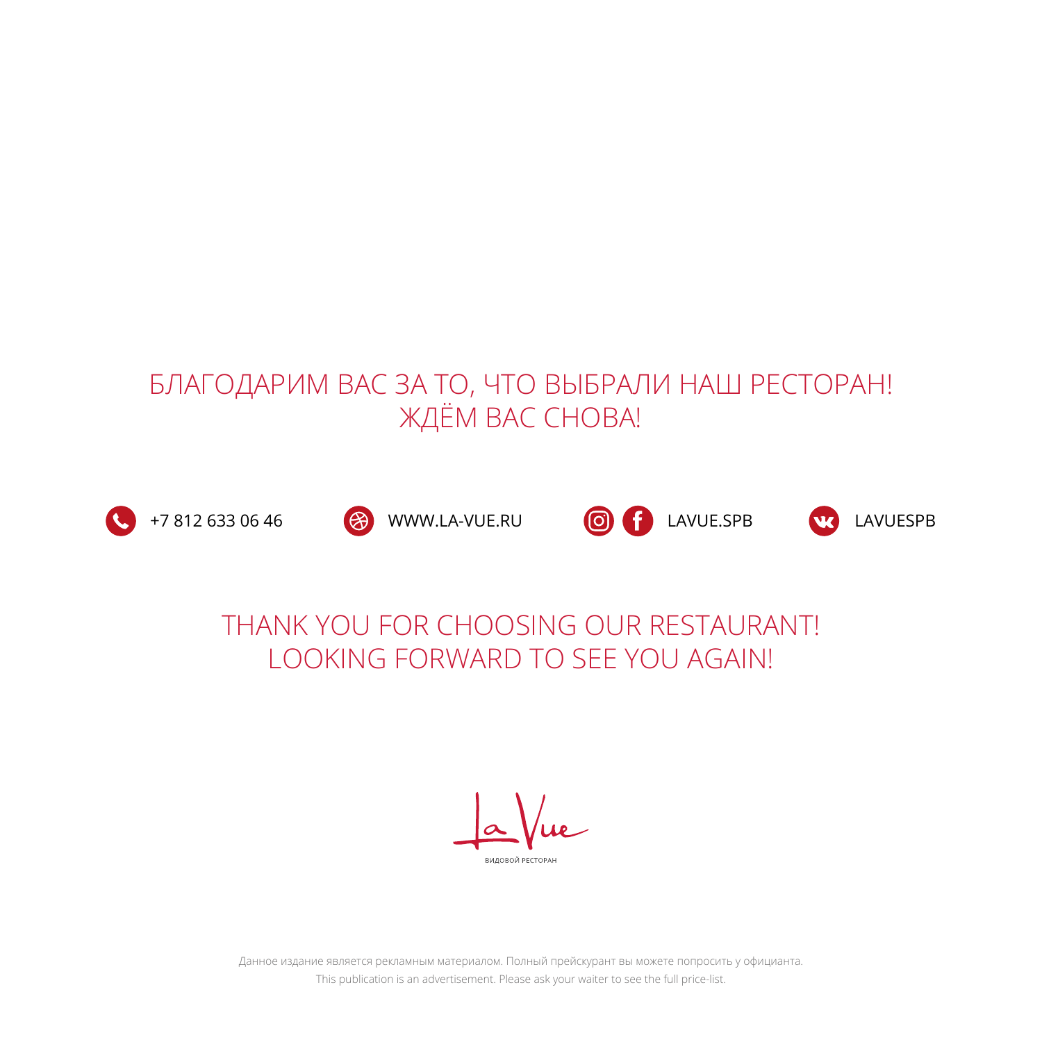БЛАГОДАРИМ ВАС ЗА ТО, ЧТО ВЫБРАЛИ НАШ РЕСТОРАН!
ЖДЁМ ВАС СНОВА!

+7 812 633 06 46 WWW.LA-VUE.RU LAVUE.SPB LAVUESPB

THANK YOU FOR CHOOSING OUR RESTAURANT!
LOOKING FORWARD TO SEE YOU AGAIN!

La Vue
ВИДОВОЙ РЕСТОРАН

Данное издание является рекламным материалом. Полный прейскурант вы можете попросить у официанта.
This publication is an advertisement. Please ask your waiter to see the full price-list.